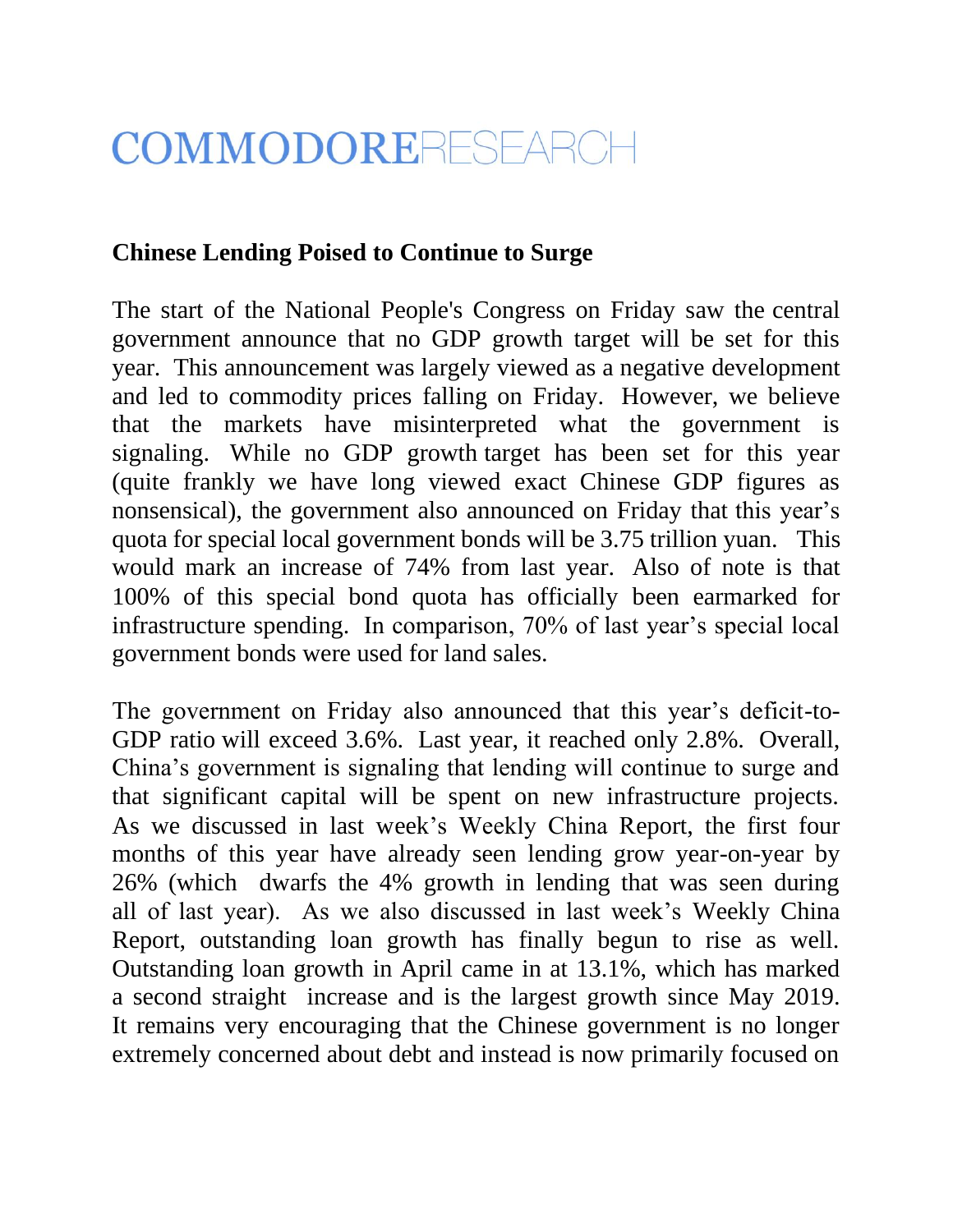# COMMODORERESEARCH

**Chinese Lending Poised to Continue to Surge**

The start of the National People's Congress on Friday saw the central government announce that no GDP growth target will be set for this year. This announcement was largely viewed as a negative development and led to commodity prices falling on Friday. However, we believe that the markets have misinterpreted what the government is signaling. While no GDP growth target has been set for this year (quite frankly we have long viewed exact Chinese GDP figures as nonsensical), the government also announced on Friday that this year's quota for special local government bonds will be 3.75 trillion yuan. This would mark an increase of 74% from last year. Also of note is that 100% of this special bond quota has officially been earmarked for infrastructure spending. In comparison, 70% of last year's special local government bonds were used for land sales.

The government on Friday also announced that this year's deficit-to-GDP ratio will exceed 3.6%. Last year, it reached only 2.8%. Overall, China's government is signaling that lending will continue to surge and that significant capital will be spent on new infrastructure projects. As we discussed in last week's Weekly China Report, the first four months of this year have already seen lending grow year-on-year by 26% (which dwarfs the 4% growth in lending that was seen during all of last year). As we also discussed in last week's Weekly China Report, outstanding loan growth has finally begun to rise as well. Outstanding loan growth in April came in at 13.1%, which has marked a second straight increase and is the largest growth since May 2019. It remains very encouraging that the Chinese government is no longer extremely concerned about debt and instead is now primarily focused on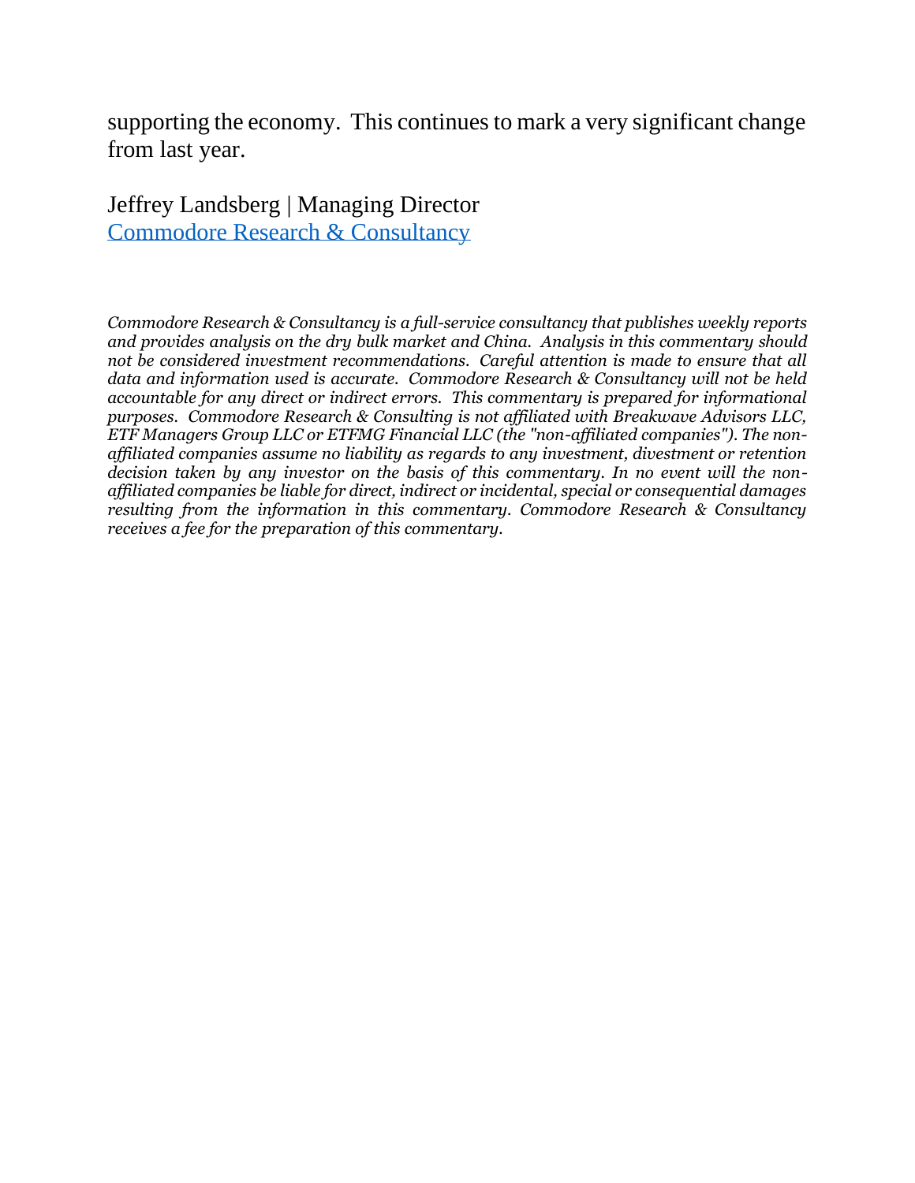supporting the economy. This continues to mark a very significant change from last year.

Jeffrey Landsberg | Managing Director
Commodore Research & Consultancy

*Commodore Research & Consultancy is a full-service consultancy that publishes weekly reports and provides analysis on the dry bulk market and China. Analysis in this commentary should not be considered investment recommendations. Careful attention is made to ensure that all data and information used is accurate. Commodore Research & Consultancy will not be held accountable for any direct or indirect errors. This commentary is prepared for informational purposes. Commodore Research & Consulting is not affiliated with Breakwave Advisors LLC, ETF Managers Group LLC or ETFMG Financial LLC (the "non-affiliated companies"). The non-affiliated companies assume no liability as regards to any investment, divestment or retention decision taken by any investor on the basis of this commentary. In no event will the non-affiliated companies be liable for direct, indirect or incidental, special or consequential damages resulting from the information in this commentary. Commodore Research & Consultancy receives a fee for the preparation of this commentary.*